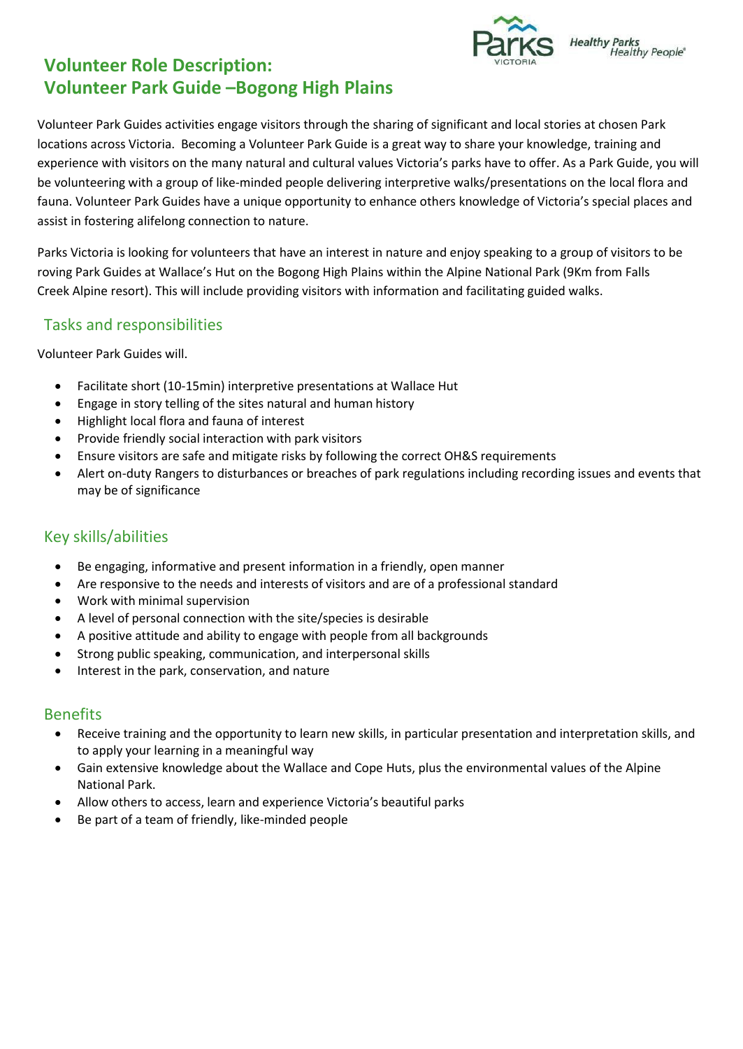# Volunteer Role Description: Volunteer Park Guide –Bogong High Plains

Volunteer Park Guides activities engage visitors through the sharing of significant and local stories at chosen Park locations across Victoria. Becoming a Volunteer Park Guide is a great way to share your knowledge, training and experience with visitors on the many natural and cultural values Victoria's parks have to offer. As a Park Guide, you will be volunteering with a group of like-minded people delivering interpretive walks/presentations on the local flora and fauna. Volunteer Park Guides have a unique opportunity to enhance others knowledge of Victoria's special places and assist in fostering alifelong connection to nature.

Parks Victoria is looking for volunteers that have an interest in nature and enjoy speaking to a group of visitors to be roving Park Guides at Wallace's Hut on the Bogong High Plains within the Alpine National Park (9Km from Falls Creek Alpine resort). This will include providing visitors with information and facilitating guided walks.

## Tasks and responsibilities

Volunteer Park Guides will.

- Facilitate short (10-15min) interpretive presentations at Wallace Hut
- Engage in story telling of the sites natural and human history
- Highlight local flora and fauna of interest
- Provide friendly social interaction with park visitors
- Ensure visitors are safe and mitigate risks by following the correct OH&S requirements
- Alert on-duty Rangers to disturbances or breaches of park regulations including recording issues and events that may be of significance

## Key skills/abilities

- Be engaging, informative and present information in a friendly, open manner
- Are responsive to the needs and interests of visitors and are of a professional standard
- Work with minimal supervision
- A level of personal connection with the site/species is desirable
- A positive attitude and ability to engage with people from all backgrounds
- Strong public speaking, communication, and interpersonal skills
- Interest in the park, conservation, and nature

## Benefits

- Receive training and the opportunity to learn new skills, in particular presentation and interpretation skills, and to apply your learning in a meaningful way
- Gain extensive knowledge about the Wallace and Cope Huts, plus the environmental values of the Alpine National Park.
- Allow others to access, learn and experience Victoria's beautiful parks
- Be part of a team of friendly, like-minded people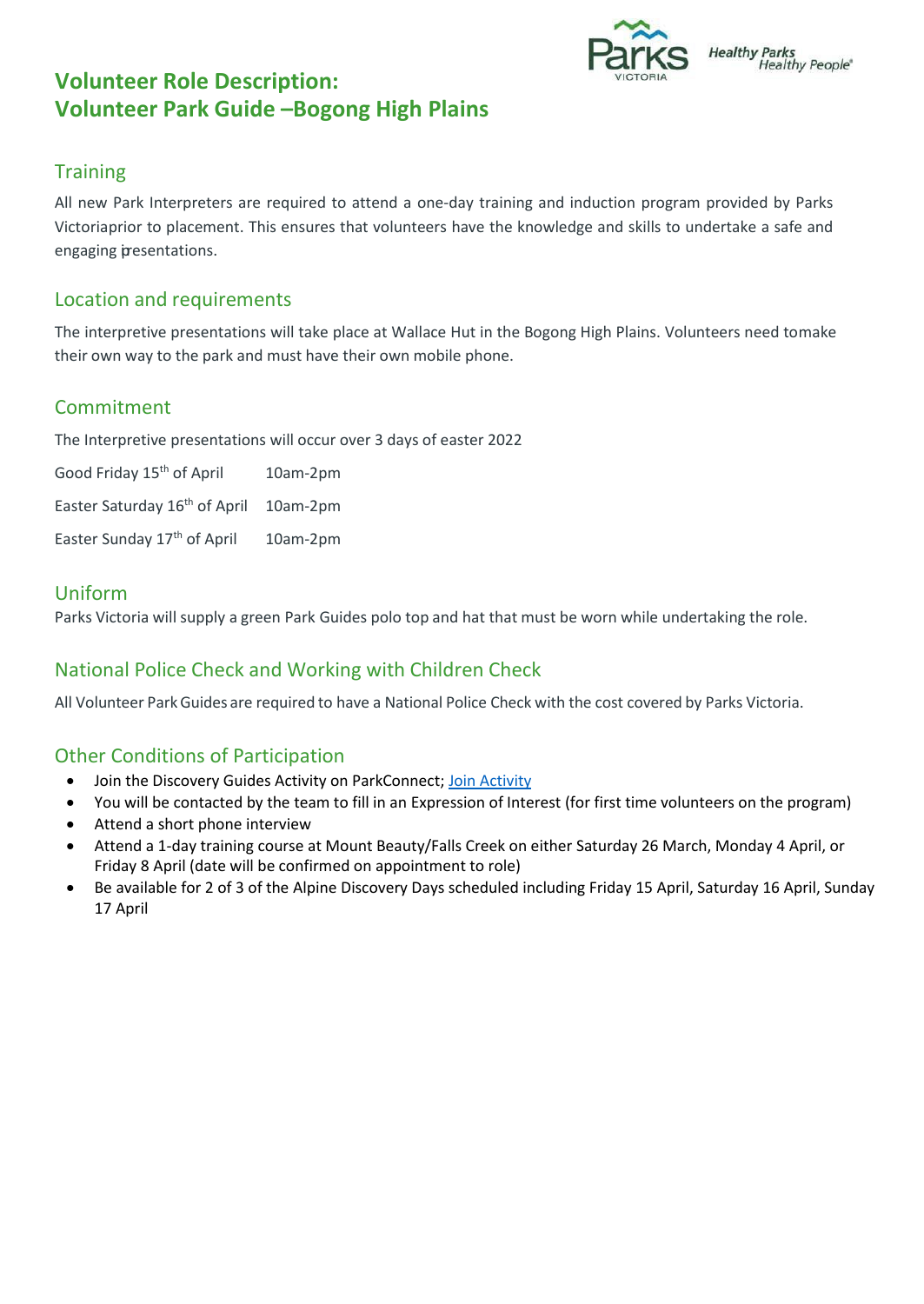# Volunteer Role Description:
# Volunteer Park Guide –Bogong High Plains

## Training

All new Park Interpreters are required to attend a one-day training and induction program provided by Parks Victoriaprior to placement. This ensures that volunteers have the knowledge and skills to undertake a safe and engaging presentations.

## Location and requirements

The interpretive presentations will take place at Wallace Hut in the Bogong High Plains. Volunteers need tomake their own way to the park and must have their own mobile phone.

## Commitment

The Interpretive presentations will occur over 3 days of easter 2022

| | |
|---|---|
| Good Friday 15th of April | 10am-2pm |
| Easter Saturday 16th of April | 10am-2pm |
| Easter Sunday 17th of April | 10am-2pm |

## Uniform

Parks Victoria will supply a green Park Guides polo top and hat that must be worn while undertaking the role.

## National Police Check and Working with Children Check

All Volunteer Park Guides are required to have a National Police Check with the cost covered by Parks Victoria.

## Other Conditions of Participation

- Join the Discovery Guides Activity on ParkConnect; Join Activity
- You will be contacted by the team to fill in an Expression of Interest (for first time volunteers on the program)
- Attend a short phone interview
- Attend a 1-day training course at Mount Beauty/Falls Creek on either Saturday 26 March, Monday 4 April, or Friday 8 April (date will be confirmed on appointment to role)
- Be available for 2 of 3 of the Alpine Discovery Days scheduled including Friday 15 April, Saturday 16 April, Sunday 17 April